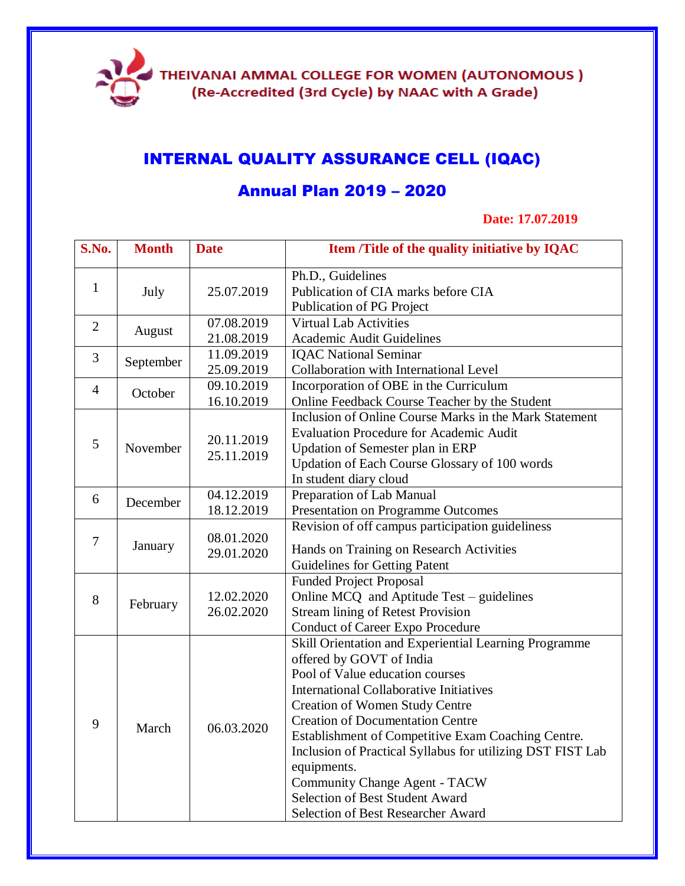THEIVANAI AMMAL COLLEGE FOR WOMEN (AUTONOMOUS )
(Re-Accredited (3rd Cycle) by NAAC with A Grade)

# INTERNAL QUALITY ASSURANCE CELL (IQAC)

## Annual Plan 2019 – 2020

**Date: 17.07.2019**

| S.No. | Month | Date | Item /Title of the quality initiative by IQAC |
|---|---|---|---|
| 1 | July | 25.07.2019 | Ph.D., Guidelines<br>Publication of CIA marks before CIA<br>Publication of PG Project |
| 2 | August | 07.08.2019<br>21.08.2019 | Virtual Lab Activities<br>Academic Audit Guidelines |
| 3 | September | 11.09.2019<br>25.09.2019 | IQAC National Seminar<br>Collaboration with International Level |
| 4 | October | 09.10.2019<br>16.10.2019 | Incorporation of OBE in the Curriculum<br>Online Feedback Course Teacher by the Student |
| 5 | November | 20.11.2019<br>25.11.2019 | Inclusion of Online Course Marks in the Mark Statement<br>Evaluation Procedure for Academic Audit<br>Updation of Semester plan in ERP<br>Updation of Each Course Glossary of 100 words<br>In student diary cloud |
| 6 | December | 04.12.2019<br>18.12.2019 | Preparation of Lab Manual<br>Presentation on Programme Outcomes |
| 7 | January | 08.01.2020<br>29.01.2020 | Revision of off campus participation guideliness<br>Hands on Training on Research Activities<br>Guidelines for Getting Patent |
| 8 | February | 12.02.2020<br>26.02.2020 | Funded Project Proposal<br>Online MCQ and Aptitude Test – guidelines<br>Stream lining of Retest Provision<br>Conduct of Career Expo Procedure |
| 9 | March | 06.03.2020 | Skill Orientation and Experiential Learning Programme offered by GOVT of India<br>Pool of Value education courses<br>International Collaborative Initiatives<br>Creation of Women Study Centre<br>Creation of Documentation Centre<br>Establishment of Competitive Exam Coaching Centre.<br>Inclusion of Practical Syllabus for utilizing DST FIST Lab equipments.<br>Community Change Agent - TACW<br>Selection of Best Student Award<br>Selection of Best Researcher Award |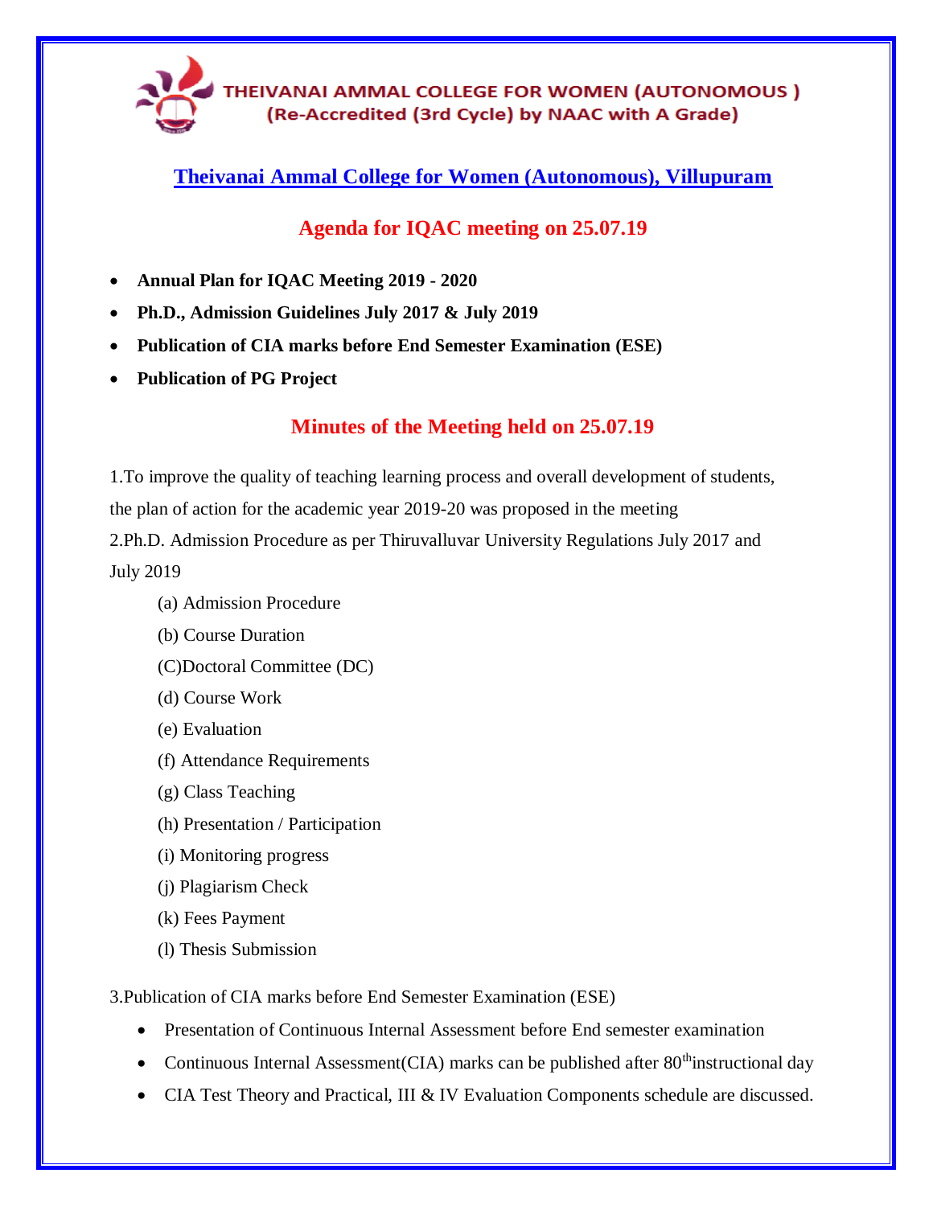THEIVANAI AMMAL COLLEGE FOR WOMEN (AUTONOMOUS )
(Re-Accredited (3rd Cycle) by NAAC with A Grade)

## Theivanai Ammal College for Women (Autonomous), Villupuram

## Agenda for IQAC meeting on 25.07.19

- **Annual Plan for IQAC Meeting 2019 - 2020**
- **Ph.D., Admission Guidelines July 2017 & July 2019**
- **Publication of CIA marks before End Semester Examination (ESE)**
- **Publication of PG Project**

## Minutes of the Meeting held on 25.07.19

1.To improve the quality of teaching learning process and overall development of students, the plan of action for the academic year 2019-20 was proposed in the meeting

2.Ph.D. Admission Procedure as per Thiruvalluvar University Regulations July 2017 and July 2019

(a) Admission Procedure

(b) Course Duration

(C)Doctoral Committee (DC)

(d) Course Work

(e) Evaluation

(f) Attendance Requirements

(g) Class Teaching

(h) Presentation / Participation

(i) Monitoring progress

(j) Plagiarism Check

(k) Fees Payment

(l) Thesis Submission

3.Publication of CIA marks before End Semester Examination (ESE)

- Presentation of Continuous Internal Assessment before End semester examination
- Continuous Internal Assessment(CIA) marks can be published after 80th instructional day
- CIA Test Theory and Practical, III & IV Evaluation Components schedule are discussed.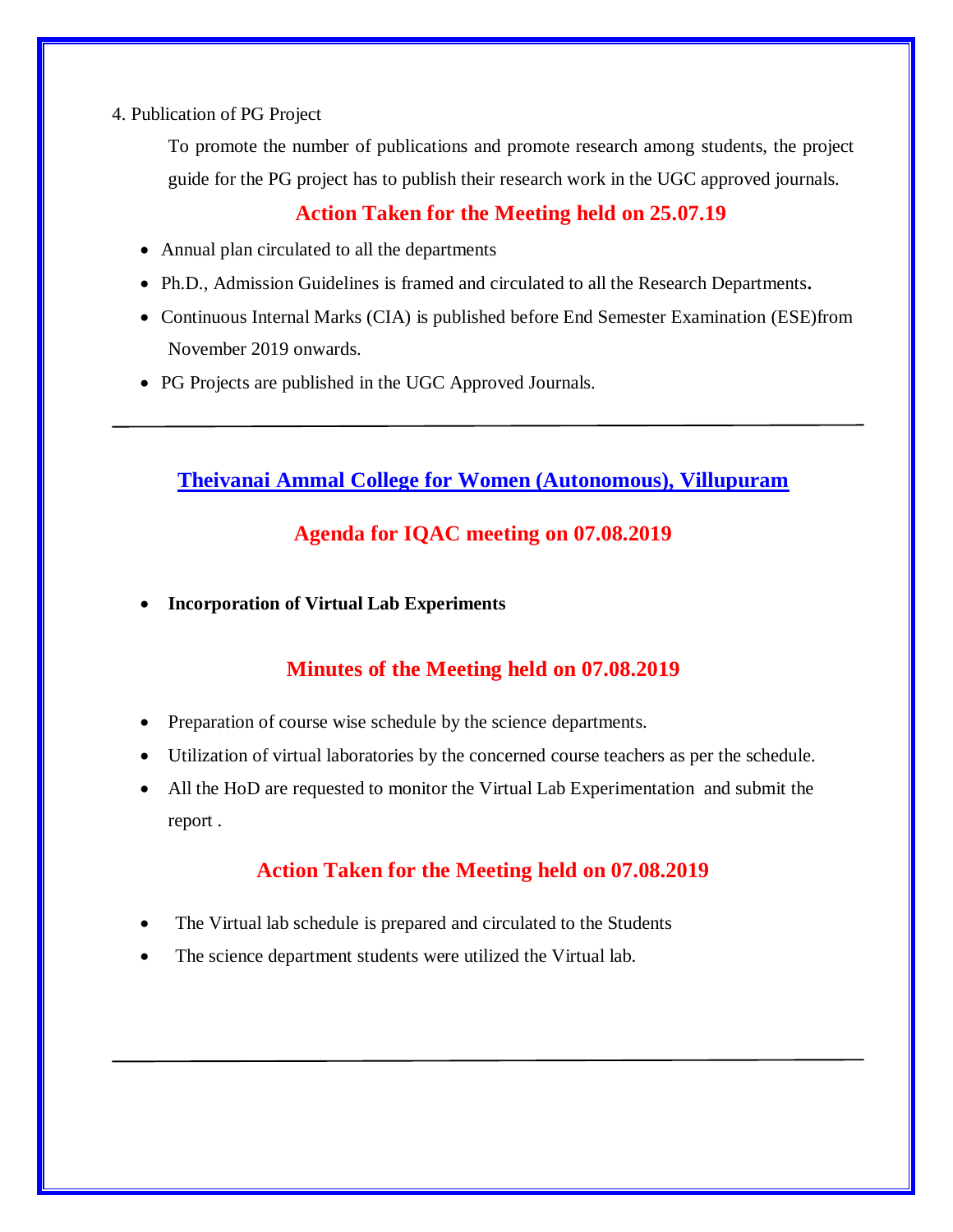4. Publication of PG Project

To promote the number of publications and promote research among students, the project guide for the PG project has to publish their research work in the UGC approved journals.

## Action Taken for the Meeting held on 25.07.19

- Annual plan circulated to all the departments
- Ph.D., Admission Guidelines is framed and circulated to all the Research Departments**.**
- Continuous Internal Marks (CIA) is published before End Semester Examination (ESE)from November 2019 onwards.
- PG Projects are published in the UGC Approved Journals.

---

# Theivanai Ammal College for Women (Autonomous), Villupuram

## Agenda for IQAC meeting on 07.08.2019

- **Incorporation of Virtual Lab Experiments**

## Minutes of the Meeting held on 07.08.2019

- Preparation of course wise schedule by the science departments.
- Utilization of virtual laboratories by the concerned course teachers as per the schedule.
- All the HoD are requested to monitor the Virtual Lab Experimentation and submit the report .

## Action Taken for the Meeting held on 07.08.2019

- The Virtual lab schedule is prepared and circulated to the Students
- The science department students were utilized the Virtual lab.

---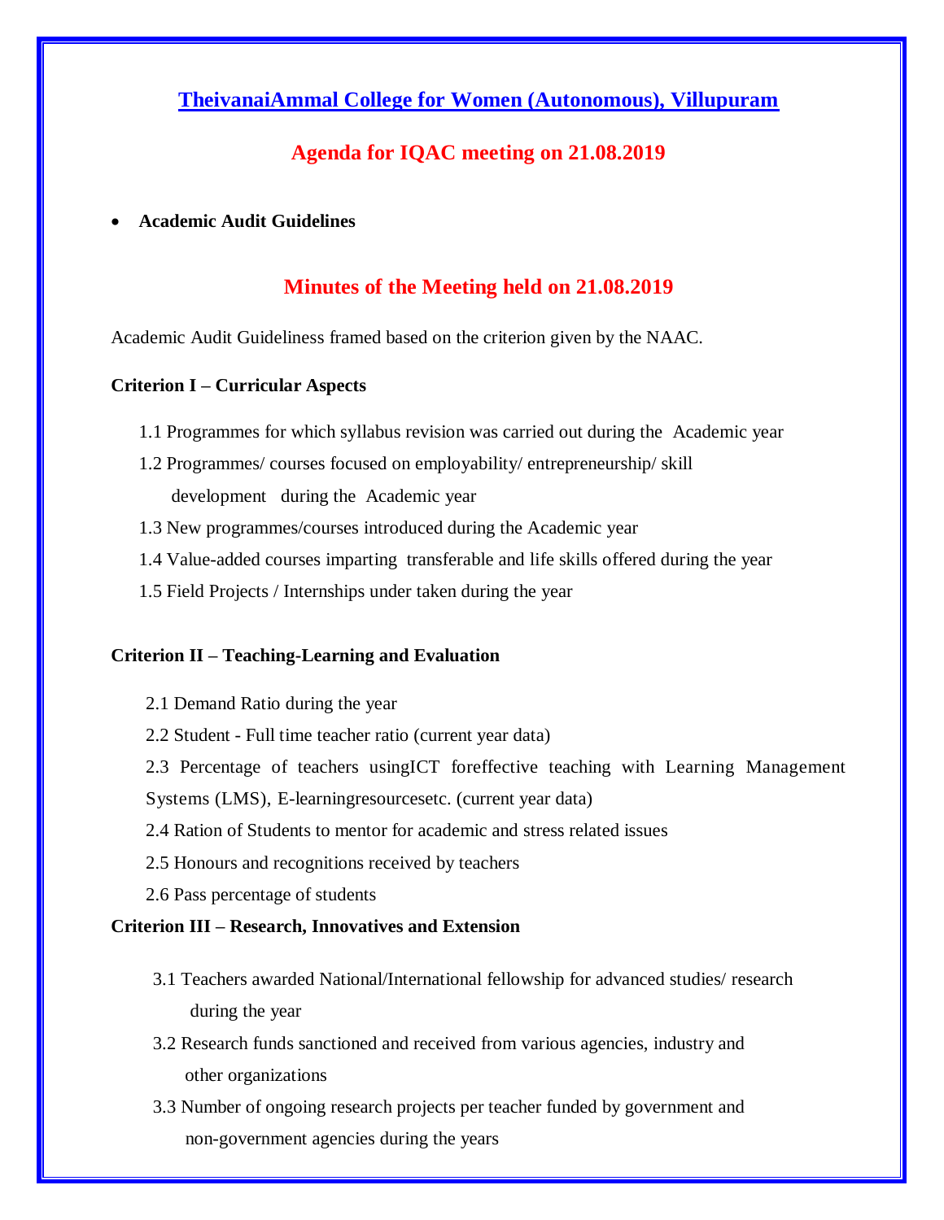## TheivanaiAmmal College for Women (Autonomous), Villupuram

## Agenda for IQAC meeting on 21.08.2019

- **Academic Audit Guidelines**

## Minutes of the Meeting held on 21.08.2019

Academic Audit Guideliness framed based on the criterion given by the NAAC.

**Criterion I – Curricular Aspects**

1.1 Programmes for which syllabus revision was carried out during the Academic year

1.2 Programmes/ courses focused on employability/ entrepreneurship/ skill development during the Academic year

1.3 New programmes/courses introduced during the Academic year

1.4 Value-added courses imparting transferable and life skills offered during the year

1.5 Field Projects / Internships under taken during the year

**Criterion II – Teaching-Learning and Evaluation**

2.1 Demand Ratio during the year

2.2 Student - Full time teacher ratio (current year data)

2.3 Percentage of teachers usingICT foreffective teaching with Learning Management Systems (LMS), E-learningresourcesetc. (current year data)

2.4 Ration of Students to mentor for academic and stress related issues

2.5 Honours and recognitions received by teachers

2.6 Pass percentage of students

**Criterion III – Research, Innovatives and Extension**

3.1 Teachers awarded National/International fellowship for advanced studies/ research during the year

3.2 Research funds sanctioned and received from various agencies, industry and other organizations

3.3 Number of ongoing research projects per teacher funded by government and non-government agencies during the years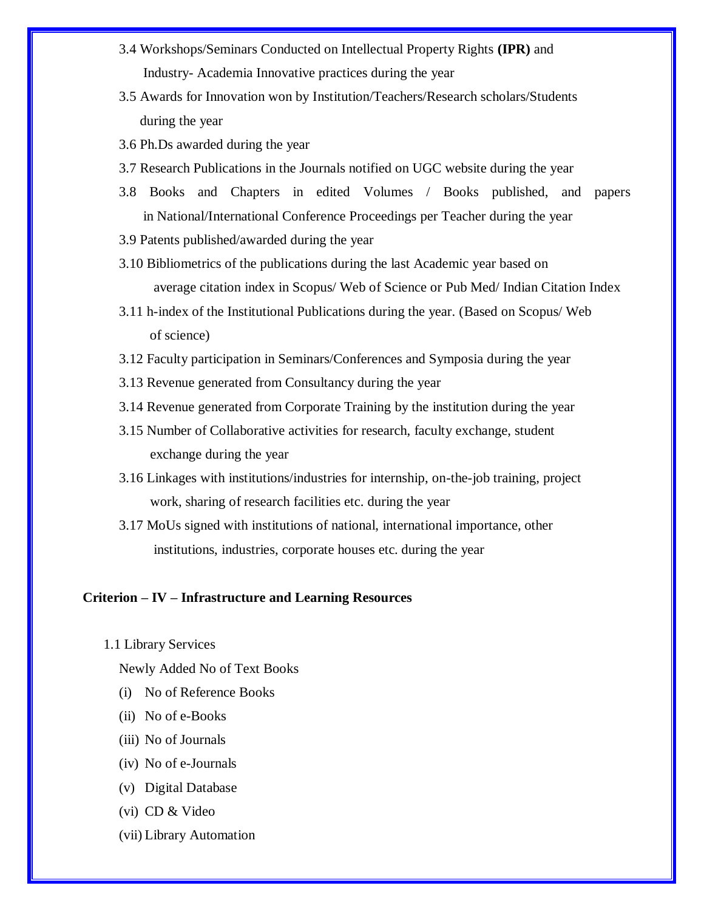3.4 Workshops/Seminars Conducted on Intellectual Property Rights **(IPR)** and Industry- Academia Innovative practices during the year

3.5 Awards for Innovation won by Institution/Teachers/Research scholars/Students during the year

3.6 Ph.Ds awarded during the year

3.7 Research Publications in the Journals notified on UGC website during the year

3.8 Books and Chapters in edited Volumes / Books published, and papers in National/International Conference Proceedings per Teacher during the year

3.9 Patents published/awarded during the year

3.10 Bibliometrics of the publications during the last Academic year based on average citation index in Scopus/ Web of Science or Pub Med/ Indian Citation Index

3.11 h-index of the Institutional Publications during the year. (Based on Scopus/ Web of science)

3.12 Faculty participation in Seminars/Conferences and Symposia during the year

3.13 Revenue generated from Consultancy during the year

3.14 Revenue generated from Corporate Training by the institution during the year

3.15 Number of Collaborative activities for research, faculty exchange, student exchange during the year

3.16 Linkages with institutions/industries for internship, on-the-job training, project work, sharing of research facilities etc. during the year

3.17 MoUs signed with institutions of national, international importance, other institutions, industries, corporate houses etc. during the year

**Criterion – IV – Infrastructure and Learning Resources**

1.1 Library Services

Newly Added No of Text Books

(i) No of Reference Books

(ii) No of e-Books

(iii) No of Journals

(iv) No of e-Journals

(v) Digital Database

(vi) CD & Video

(vii) Library Automation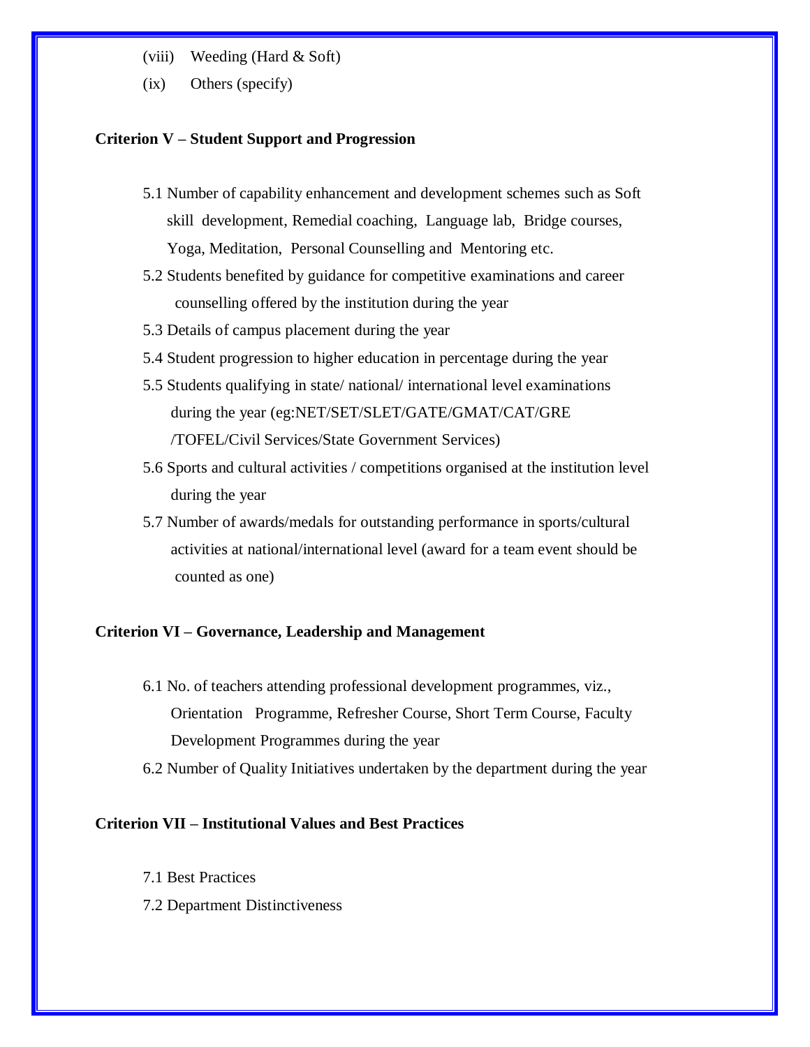(viii) Weeding (Hard & Soft)

(ix) Others (specify)

**Criterion V – Student Support and Progression**

5.1 Number of capability enhancement and development schemes such as Soft skill development, Remedial coaching, Language lab, Bridge courses, Yoga, Meditation, Personal Counselling and Mentoring etc.

5.2 Students benefited by guidance for competitive examinations and career counselling offered by the institution during the year

5.3 Details of campus placement during the year

5.4 Student progression to higher education in percentage during the year

5.5 Students qualifying in state/ national/ international level examinations during the year (eg:NET/SET/SLET/GATE/GMAT/CAT/GRE /TOFEL/Civil Services/State Government Services)

5.6 Sports and cultural activities / competitions organised at the institution level during the year

5.7 Number of awards/medals for outstanding performance in sports/cultural activities at national/international level (award for a team event should be counted as one)

**Criterion VI – Governance, Leadership and Management**

6.1 No. of teachers attending professional development programmes, viz., Orientation Programme, Refresher Course, Short Term Course, Faculty Development Programmes during the year

6.2 Number of Quality Initiatives undertaken by the department during the year

**Criterion VII – Institutional Values and Best Practices**

7.1 Best Practices

7.2 Department Distinctiveness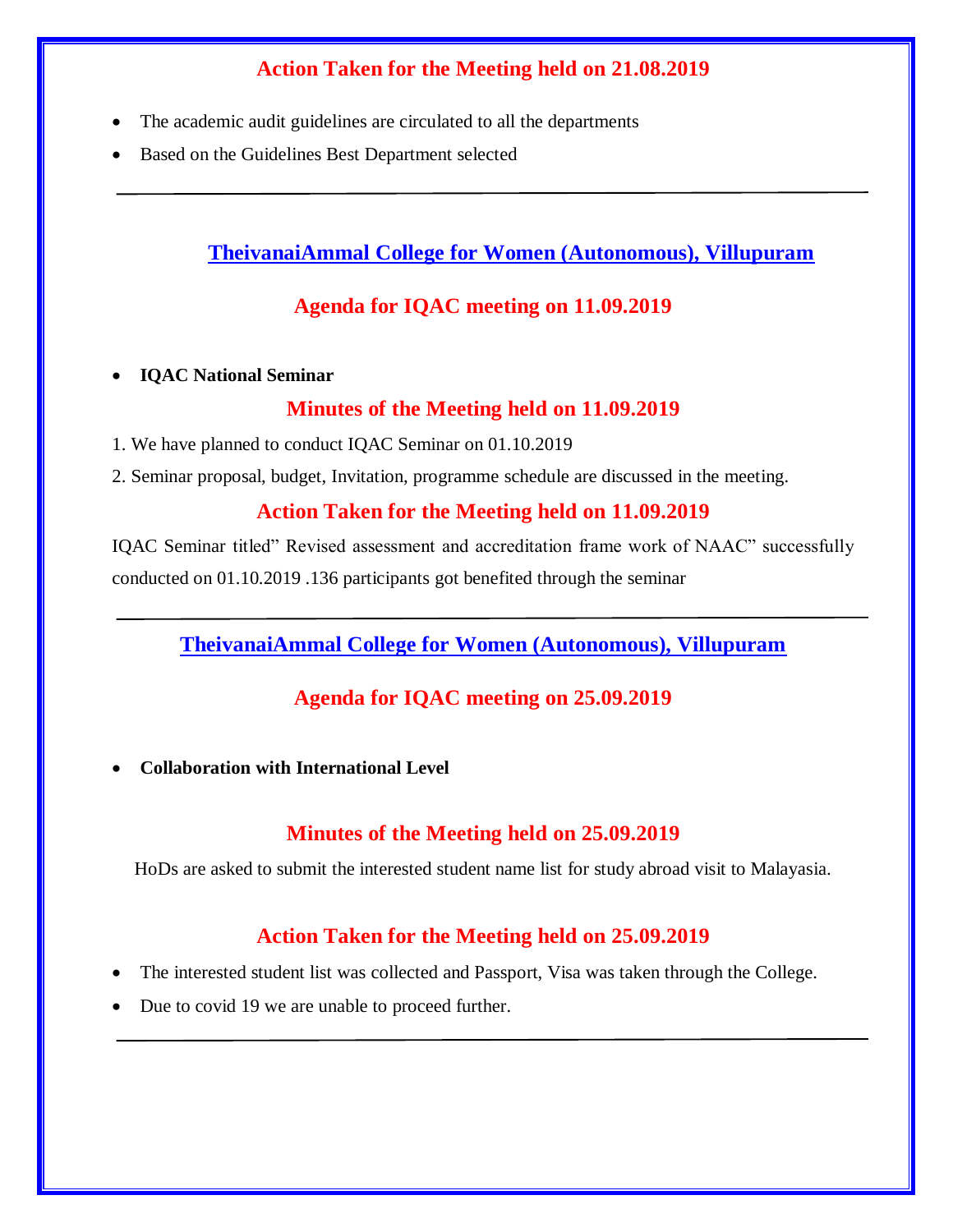## Action Taken for the Meeting held on 21.08.2019

- The academic audit guidelines are circulated to all the departments
- Based on the Guidelines Best Department selected

---

## TheivanaiAmmal College for Women (Autonomous), Villupuram

## Agenda for IQAC meeting on 11.09.2019

- **IQAC National Seminar**

## Minutes of the Meeting held on 11.09.2019

1. We have planned to conduct IQAC Seminar on 01.10.2019
2. Seminar proposal, budget, Invitation, programme schedule are discussed in the meeting.

## Action Taken for the Meeting held on 11.09.2019

IQAC Seminar titled" Revised assessment and accreditation frame work of NAAC" successfully conducted on 01.10.2019 .136 participants got benefited through the seminar

---

## TheivanaiAmmal College for Women (Autonomous), Villupuram

## Agenda for IQAC meeting on 25.09.2019

- **Collaboration with International Level**

## Minutes of the Meeting held on 25.09.2019

HoDs are asked to submit the interested student name list for study abroad visit to Malayasia.

## Action Taken for the Meeting held on 25.09.2019

- The interested student list was collected and Passport, Visa was taken through the College.
- Due to covid 19 we are unable to proceed further.

---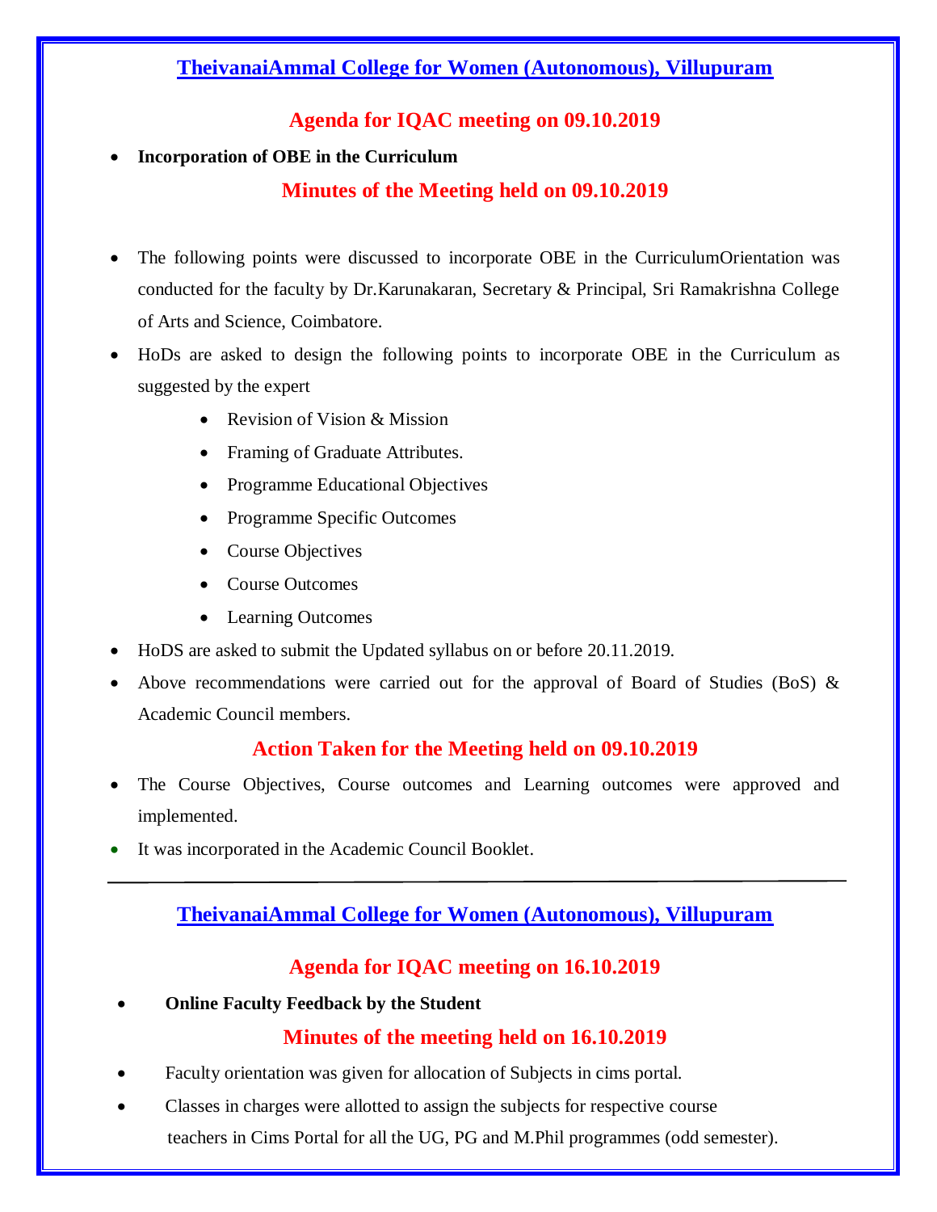## TheivanaiAmmal College for Women (Autonomous), Villupuram

### Agenda for IQAC meeting on 09.10.2019

- **Incorporation of OBE in the Curriculum**

### Minutes of the Meeting held on 09.10.2019

- The following points were discussed to incorporate OBE in the CurriculumOrientation was conducted for the faculty by Dr.Karunakaran, Secretary & Principal, Sri Ramakrishna College of Arts and Science, Coimbatore.
- HoDs are asked to design the following points to incorporate OBE in the Curriculum as suggested by the expert
  - Revision of Vision & Mission
  - Framing of Graduate Attributes.
  - Programme Educational Objectives
  - Programme Specific Outcomes
  - Course Objectives
  - Course Outcomes
  - Learning Outcomes
- HoDS are asked to submit the Updated syllabus on or before 20.11.2019.
- Above recommendations were carried out for the approval of Board of Studies (BoS) & Academic Council members.

### Action Taken for the Meeting held on 09.10.2019

- The Course Objectives, Course outcomes and Learning outcomes were approved and implemented.
- It was incorporated in the Academic Council Booklet.

---

## TheivanaiAmmal College for Women (Autonomous), Villupuram

### Agenda for IQAC meeting on 16.10.2019

- **Online Faculty Feedback by the Student**

### Minutes of the meeting held on 16.10.2019

- Faculty orientation was given for allocation of Subjects in cims portal.
- Classes in charges were allotted to assign the subjects for respective course teachers in Cims Portal for all the UG, PG and M.Phil programmes (odd semester).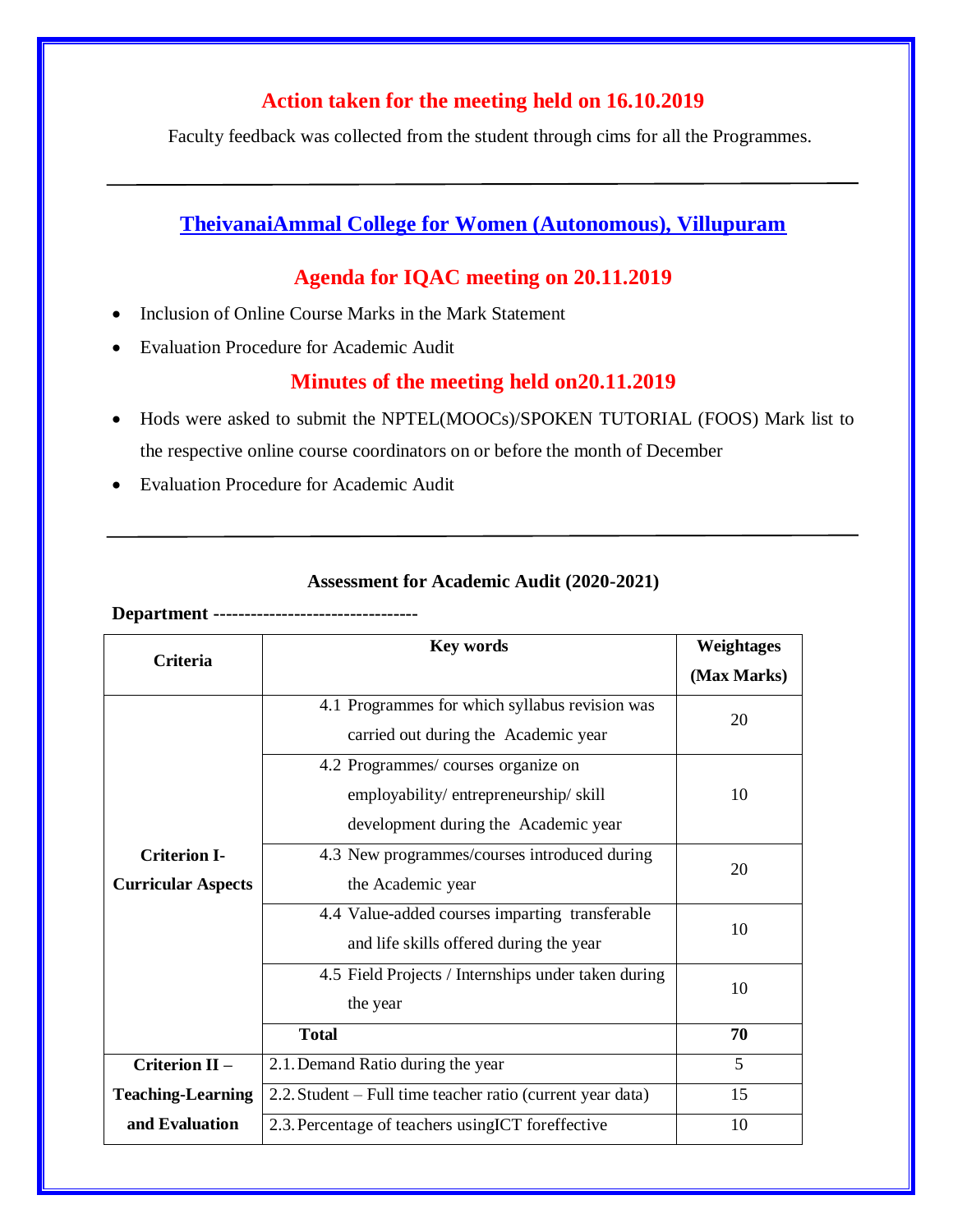## Action taken for the meeting held on 16.10.2019

Faculty feedback was collected from the student through cims for all the Programmes.

---

## TheivanaiAmmal College for Women (Autonomous), Villupuram

## Agenda for IQAC meeting on 20.11.2019

- Inclusion of Online Course Marks in the Mark Statement
- Evaluation Procedure for Academic Audit

## Minutes of the meeting held on20.11.2019

- Hods were asked to submit the NPTEL(MOOCs)/SPOKEN TUTORIAL (FOOS) Mark list to the respective online course coordinators on or before the month of December
- Evaluation Procedure for Academic Audit

---

**Assessment for Academic Audit (2020-2021)**

**Department ---------------------------------**

| Criteria | Key words | Weightages (Max Marks) |
|---|---|---|
| **Criterion I- Curricular Aspects** | 4.1 Programmes for which syllabus revision was carried out during the Academic year | 20 |
| | 4.2 Programmes/ courses organize on employability/ entrepreneurship/ skill development during the Academic year | 10 |
| | 4.3 New programmes/courses introduced during the Academic year | 20 |
| | 4.4 Value-added courses imparting transferable and life skills offered during the year | 10 |
| | 4.5 Field Projects / Internships under taken during the year | 10 |
| | **Total** | **70** |
| **Criterion II – Teaching-Learning and Evaluation** | 2.1. Demand Ratio during the year | 5 |
| | 2.2. Student – Full time teacher ratio (current year data) | 15 |
| | 2.3. Percentage of teachers usingICT foreffective | 10 |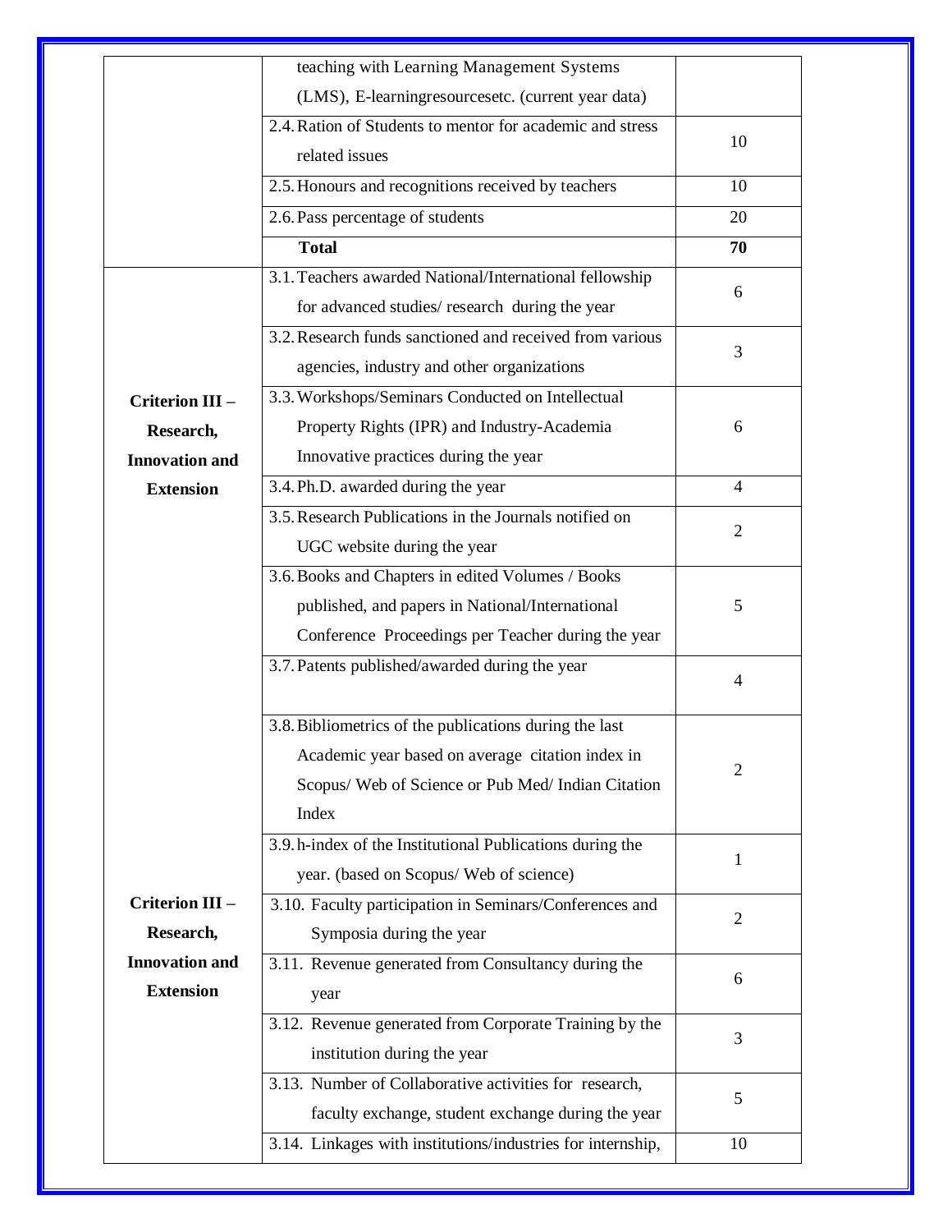| | | |
|---|---|---|
| | teaching with Learning Management Systems (LMS), E-learningresourcesetc. (current year data) | |
| | 2.4. Ration of Students to mentor for academic and stress related issues | 10 |
| | 2.5. Honours and recognitions received by teachers | 10 |
| | 2.6. Pass percentage of students | 20 |
| | **Total** | **70** |
| **Criterion III – Research, Innovation and Extension** | 3.1. Teachers awarded National/International fellowship for advanced studies/ research during the year | 6 |
| | 3.2. Research funds sanctioned and received from various agencies, industry and other organizations | 3 |
| | 3.3. Workshops/Seminars Conducted on Intellectual Property Rights (IPR) and Industry-Academia Innovative practices during the year | 6 |
| | 3.4. Ph.D. awarded during the year | 4 |
| | 3.5. Research Publications in the Journals notified on UGC website during the year | 2 |
| | 3.6. Books and Chapters in edited Volumes / Books published, and papers in National/International Conference Proceedings per Teacher during the year | 5 |
| | 3.7. Patents published/awarded during the year | 4 |
| | 3.8. Bibliometrics of the publications during the last Academic year based on average citation index in Scopus/ Web of Science or Pub Med/ Indian Citation Index | 2 |
| | 3.9. h-index of the Institutional Publications during the year. (based on Scopus/ Web of science) | 1 |
| **Criterion III – Research, Innovation and Extension** | 3.10. Faculty participation in Seminars/Conferences and Symposia during the year | 2 |
| | 3.11. Revenue generated from Consultancy during the year | 6 |
| | 3.12. Revenue generated from Corporate Training by the institution during the year | 3 |
| | 3.13. Number of Collaborative activities for research, faculty exchange, student exchange during the year | 5 |
| | 3.14. Linkages with institutions/industries for internship, | 10 |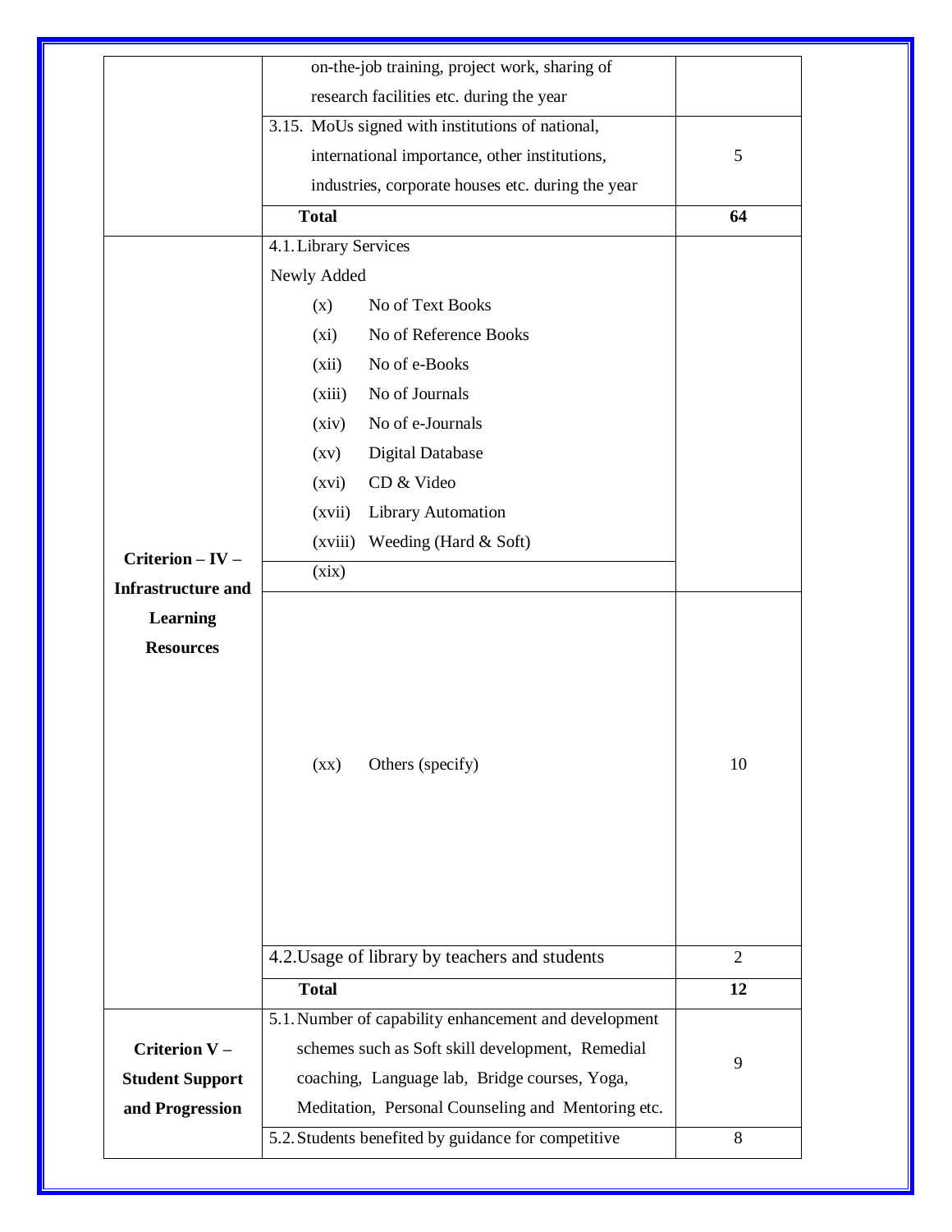| | | |
|---|---|---|
| | on-the-job training, project work, sharing of research facilities etc. during the year | |
| | 3.15. MoUs signed with institutions of national, international importance, other institutions, industries, corporate houses etc. during the year | 5 |
| | **Total** | **64** |
| **Criterion – IV – Infrastructure and Learning Resources** | 4.1. Library Services<br>Newly Added<br>(x) No of Text Books<br>(xi) No of Reference Books<br>(xii) No of e-Books<br>(xiii) No of Journals<br>(xiv) No of e-Journals<br>(xv) Digital Database<br>(xvi) CD & Video<br>(xvii) Library Automation<br>(xviii) Weeding (Hard & Soft)<br>(xix) | |
| | (xx) Others (specify) | 10 |
| | 4.2. Usage of library by teachers and students | 2 |
| | **Total** | **12** |
| **Criterion V – Student Support and Progression** | 5.1. Number of capability enhancement and development schemes such as Soft skill development, Remedial coaching, Language lab, Bridge courses, Yoga, Meditation, Personal Counseling and Mentoring etc. | 9 |
| | 5.2. Students benefited by guidance for competitive | 8 |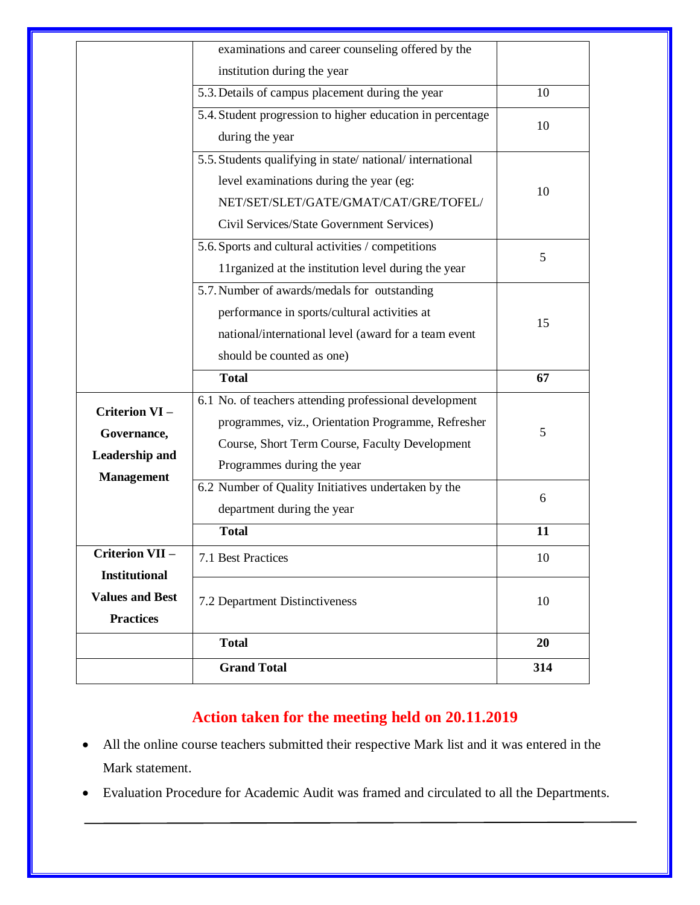| | | |
|---|---|---|
| | examinations and career counseling offered by the institution during the year | |
| | 5.3. Details of campus placement during the year | 10 |
| | 5.4. Student progression to higher education in percentage during the year | 10 |
| | 5.5. Students qualifying in state/ national/ international level examinations during the year (eg: NET/SET/SLET/GATE/GMAT/CAT/GRE/TOFEL/ Civil Services/State Government Services) | 10 |
| | 5.6. Sports and cultural activities / competitions 11rganized at the institution level during the year | 5 |
| | 5.7. Number of awards/medals for outstanding performance in sports/cultural activities at national/international level (award for a team event should be counted as one) | 15 |
| | **Total** | **67** |
| **Criterion VI – Governance, Leadership and Management** | 6.1 No. of teachers attending professional development programmes, viz., Orientation Programme, Refresher Course, Short Term Course, Faculty Development Programmes during the year | 5 |
| | 6.2 Number of Quality Initiatives undertaken by the department during the year | 6 |
| | **Total** | **11** |
| **Criterion VII – Institutional Values and Best Practices** | 7.1 Best Practices | 10 |
| | 7.2 Department Distinctiveness | 10 |
| | **Total** | **20** |
| | **Grand Total** | **314** |

## Action taken for the meeting held on 20.11.2019

- All the online course teachers submitted their respective Mark list and it was entered in the Mark statement.
- Evaluation Procedure for Academic Audit was framed and circulated to all the Departments.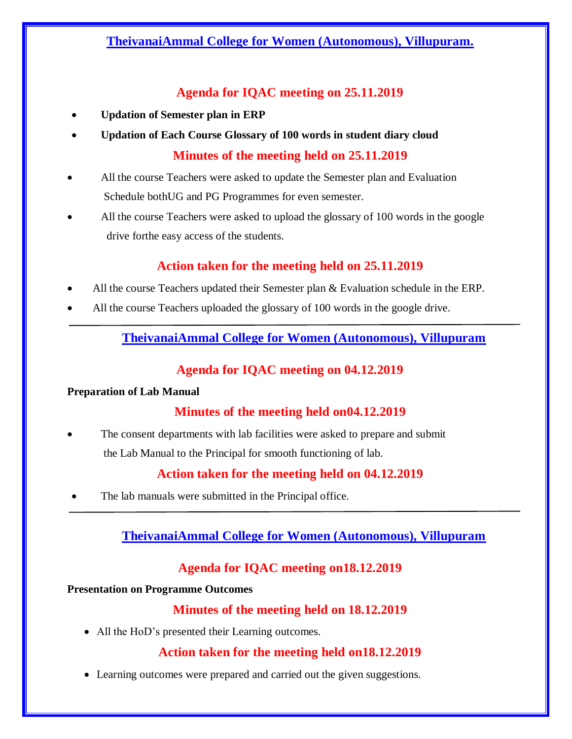## TheivanaiAmmal College for Women (Autonomous), Villupuram.

### Agenda for IQAC meeting on 25.11.2019

- **Updation of Semester plan in ERP**
- **Updation of Each Course Glossary of 100 words in student diary cloud**

### Minutes of the meeting held on 25.11.2019

- All the course Teachers were asked to update the Semester plan and Evaluation Schedule bothUG and PG Programmes for even semester.
- All the course Teachers were asked to upload the glossary of 100 words in the google drive forthe easy access of the students.

### Action taken for the meeting held on 25.11.2019

- All the course Teachers updated their Semester plan & Evaluation schedule in the ERP.
- All the course Teachers uploaded the glossary of 100 words in the google drive.

---

## TheivanaiAmmal College for Women (Autonomous), Villupuram

### Agenda for IQAC meeting on 04.12.2019

**Preparation of Lab Manual**

### Minutes of the meeting held on04.12.2019

- The consent departments with lab facilities were asked to prepare and submit the Lab Manual to the Principal for smooth functioning of lab.

### Action taken for the meeting held on 04.12.2019

- The lab manuals were submitted in the Principal office.

---

## TheivanaiAmmal College for Women (Autonomous), Villupuram

### Agenda for IQAC meeting on18.12.2019

**Presentation on Programme Outcomes**

### Minutes of the meeting held on 18.12.2019

- All the HoD's presented their Learning outcomes.

### Action taken for the meeting held on18.12.2019

- Learning outcomes were prepared and carried out the given suggestions.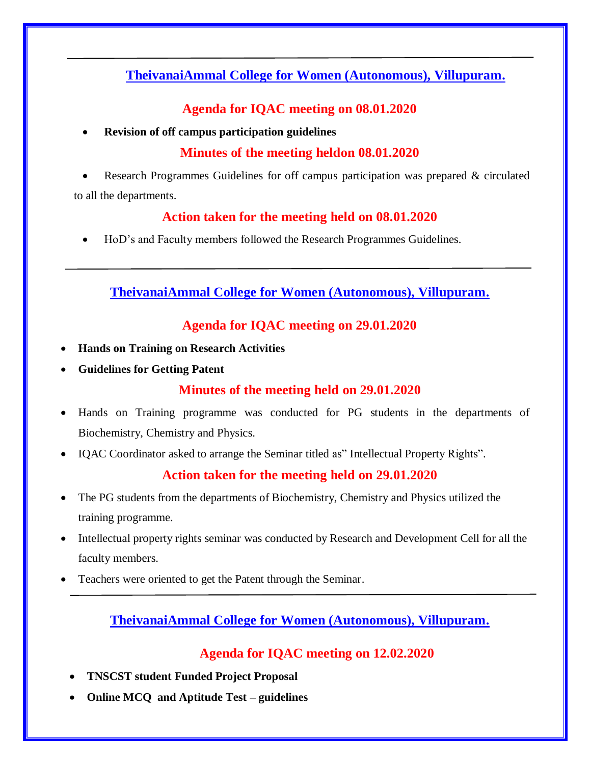---

## TheivanaiAmmal College for Women (Autonomous), Villupuram.

### Agenda for IQAC meeting on 08.01.2020

- **Revision of off campus participation guidelines**

### Minutes of the meeting heldon 08.01.2020

- Research Programmes Guidelines for off campus participation was prepared & circulated to all the departments.

### Action taken for the meeting held on 08.01.2020

- HoD's and Faculty members followed the Research Programmes Guidelines.

---

## TheivanaiAmmal College for Women (Autonomous), Villupuram.

### Agenda for IQAC meeting on 29.01.2020

- **Hands on Training on Research Activities**
- **Guidelines for Getting Patent**

### Minutes of the meeting held on 29.01.2020

- Hands on Training programme was conducted for PG students in the departments of Biochemistry, Chemistry and Physics.
- IQAC Coordinator asked to arrange the Seminar titled as" Intellectual Property Rights".

### Action taken for the meeting held on 29.01.2020

- The PG students from the departments of Biochemistry, Chemistry and Physics utilized the training programme.
- Intellectual property rights seminar was conducted by Research and Development Cell for all the faculty members.
- Teachers were oriented to get the Patent through the Seminar.

---

## TheivanaiAmmal College for Women (Autonomous), Villupuram.

### Agenda for IQAC meeting on 12.02.2020

- **TNSCST student Funded Project Proposal**
- **Online MCQ and Aptitude Test – guidelines**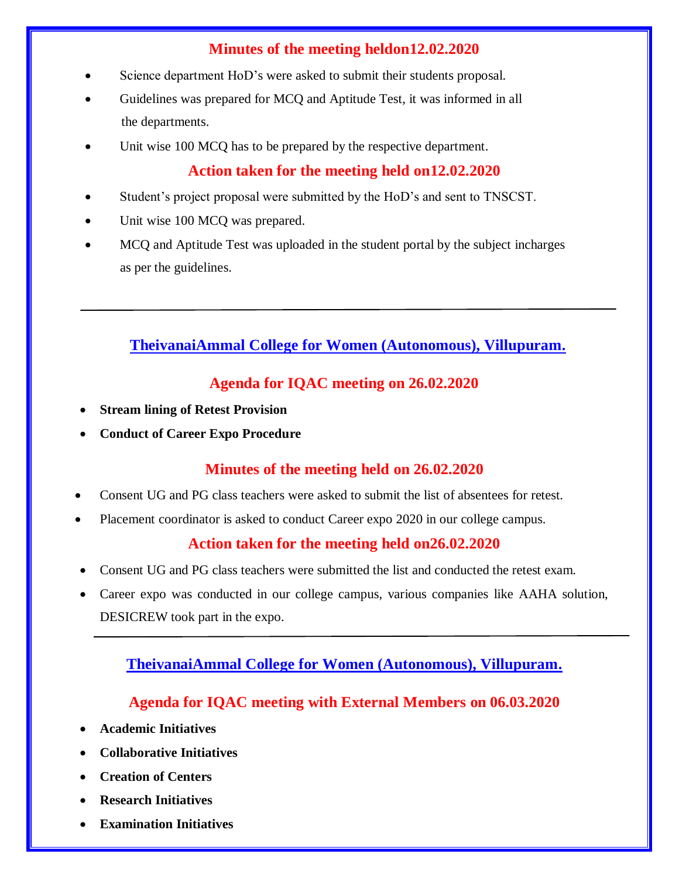## Minutes of the meeting heldon12.02.2020

- Science department HoD's were asked to submit their students proposal.
- Guidelines was prepared for MCQ and Aptitude Test, it was informed in all the departments.
- Unit wise 100 MCQ has to be prepared by the respective department.

## Action taken for the meeting held on12.02.2020

- Student's project proposal were submitted by the HoD's and sent to TNSCST.
- Unit wise 100 MCQ was prepared.
- MCQ and Aptitude Test was uploaded in the student portal by the subject incharges as per the guidelines.

---

# TheivanaiAmmal College for Women (Autonomous), Villupuram.

## Agenda for IQAC meeting on 26.02.2020

- **Stream lining of Retest Provision**
- **Conduct of Career Expo Procedure**

## Minutes of the meeting held on 26.02.2020

- Consent UG and PG class teachers were asked to submit the list of absentees for retest.
- Placement coordinator is asked to conduct Career expo 2020 in our college campus.

## Action taken for the meeting held on26.02.2020

- Consent UG and PG class teachers were submitted the list and conducted the retest exam.
- Career expo was conducted in our college campus, various companies like AAHA solution, DESICREW took part in the expo.

---

# TheivanaiAmmal College for Women (Autonomous), Villupuram.

## Agenda for IQAC meeting with External Members on 06.03.2020

- **Academic Initiatives**
- **Collaborative Initiatives**
- **Creation of Centers**
- **Research Initiatives**
- **Examination Initiatives**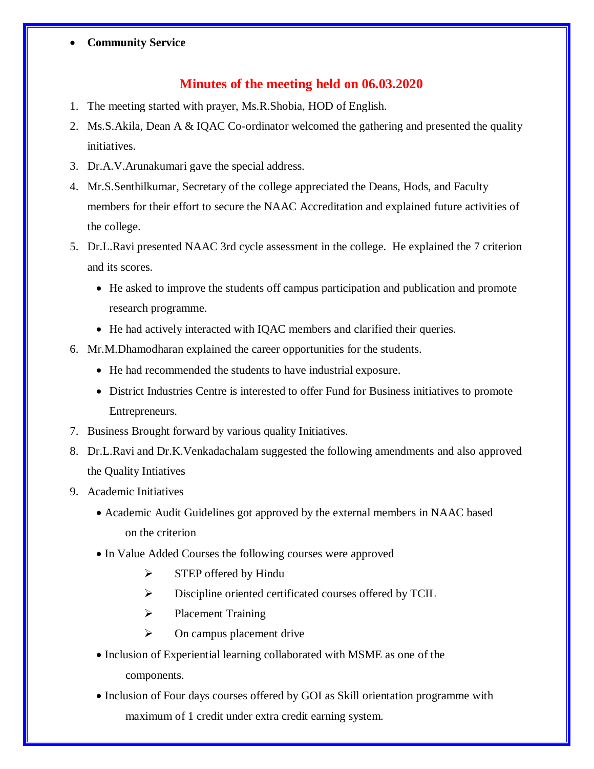- **Community Service**

## Minutes of the meeting held on 06.03.2020

1. The meeting started with prayer, Ms.R.Shobia, HOD of English.
2. Ms.S.Akila, Dean A & IQAC Co-ordinator welcomed the gathering and presented the quality initiatives.
3. Dr.A.V.Arunakumari gave the special address.
4. Mr.S.Senthilkumar, Secretary of the college appreciated the Deans, Hods, and Faculty members for their effort to secure the NAAC Accreditation and explained future activities of the college.
5. Dr.L.Ravi presented NAAC 3rd cycle assessment in the college. He explained the 7 criterion and its scores.
   - He asked to improve the students off campus participation and publication and promote research programme.
   - He had actively interacted with IQAC members and clarified their queries.
6. Mr.M.Dhamodharan explained the career opportunities for the students.
   - He had recommended the students to have industrial exposure.
   - District Industries Centre is interested to offer Fund for Business initiatives to promote Entrepreneurs.
7. Business Brought forward by various quality Initiatives.
8. Dr.L.Ravi and Dr.K.Venkadachalam suggested the following amendments and also approved the Quality Intiatives
9. Academic Initiatives
   - Academic Audit Guidelines got approved by the external members in NAAC based on the criterion
   - In Value Added Courses the following courses were approved
     - STEP offered by Hindu
     - Discipline oriented certificated courses offered by TCIL
     - Placement Training
     - On campus placement drive
   - Inclusion of Experiential learning collaborated with MSME as one of the components.
   - Inclusion of Four days courses offered by GOI as Skill orientation programme with maximum of 1 credit under extra credit earning system.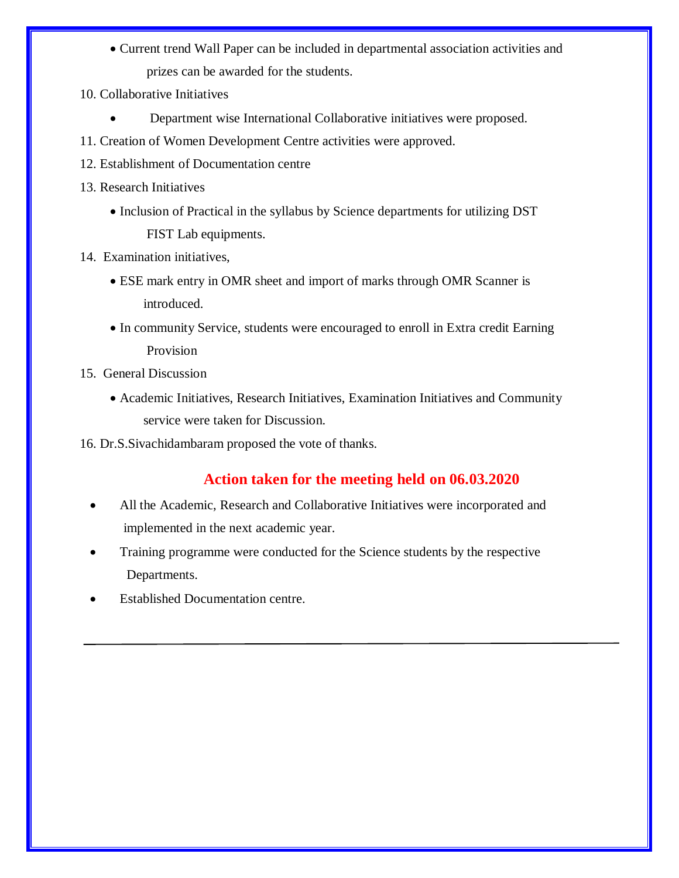- Current trend Wall Paper can be included in departmental association activities and prizes can be awarded for the students.

10. Collaborative Initiatives
    - Department wise International Collaborative initiatives were proposed.
11. Creation of Women Development Centre activities were approved.
12. Establishment of Documentation centre
13. Research Initiatives
    - Inclusion of Practical in the syllabus by Science departments for utilizing DST FIST Lab equipments.
14. Examination initiatives,
    - ESE mark entry in OMR sheet and import of marks through OMR Scanner is introduced.
    - In community Service, students were encouraged to enroll in Extra credit Earning Provision
15. General Discussion
    - Academic Initiatives, Research Initiatives, Examination Initiatives and Community service were taken for Discussion.
16. Dr.S.Sivachidambaram proposed the vote of thanks.

## Action taken for the meeting held on 06.03.2020

- All the Academic, Research and Collaborative Initiatives were incorporated and implemented in the next academic year.
- Training programme were conducted for the Science students by the respective Departments.
- Established Documentation centre.